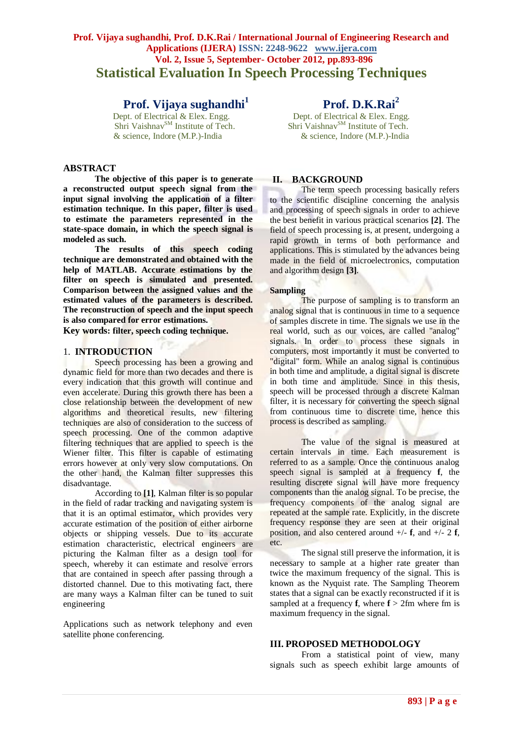# Statistical Evaluation In Speech Processing Techniques

**Prof. Vijaya sughandhi**[1]
Dept. of Electrical & Elex. Engg.
Shri Vaishnav[SM] Institute of Tech.
& science, Indore (M.P.)-India

**Prof. D.K.Rai**[2]
Dept. of Electrical & Elex. Engg.
Shri Vaishnav[SM] Institute of Tech.
& science, Indore (M.P.)-India

## ABSTRACT

**The objective of this paper is to generate a reconstructed output speech signal from the input signal involving the application of a filter estimation technique. In this paper, filter is used to estimate the parameters represented in the state-space domain, in which the speech signal is modeled as such.**

**The results of this speech coding technique are demonstrated and obtained with the help of MATLAB. Accurate estimations by the filter on speech is simulated and presented. Comparison between the assigned values and the estimated values of the parameters is described. The reconstruction of speech and the input speech is also compared for error estimations.**

**Key words: filter, speech coding technique.**

## 1. INTRODUCTION

Speech processing has been a growing and dynamic field for more than two decades and there is every indication that this growth will continue and even accelerate. During this growth there has been a close relationship between the development of new algorithms and theoretical results, new filtering techniques are also of consideration to the success of speech processing. One of the common adaptive filtering techniques that are applied to speech is the Wiener filter. This filter is capable of estimating errors however at only very slow computations. On the other hand, the Kalman filter suppresses this disadvantage.

According to **[1]**, Kalman filter is so popular in the field of radar tracking and navigating system is that it is an optimal estimator, which provides very accurate estimation of the position of either airborne objects or shipping vessels. Due to its accurate estimation characteristic, electrical engineers are picturing the Kalman filter as a design tool for speech, whereby it can estimate and resolve errors that are contained in speech after passing through a distorted channel. Due to this motivating fact, there are many ways a Kalman filter can be tuned to suit engineering

Applications such as network telephony and even satellite phone conferencing.

## II. BACKGROUND

The term speech processing basically refers to the scientific discipline concerning the analysis and processing of speech signals in order to achieve the best benefit in various practical scenarios **[2]**. The field of speech processing is, at present, undergoing a rapid growth in terms of both performance and applications. This is stimulated by the advances being made in the field of microelectronics, computation and algorithm design **[3]**.

### Sampling

The purpose of sampling is to transform an analog signal that is continuous in time to a sequence of samples discrete in time. The signals we use in the real world, such as our voices, are called "analog" signals. In order to process these signals in computers, most importantly it must be converted to "digital" form. While an analog signal is continuous in both time and amplitude, a digital signal is discrete in both time and amplitude. Since in this thesis, speech will be processed through a discrete Kalman filter, it is necessary for converting the speech signal from continuous time to discrete time, hence this process is described as sampling.

The value of the signal is measured at certain intervals in time. Each measurement is referred to as a sample. Once the continuous analog speech signal is sampled at a frequency **f**, the resulting discrete signal will have more frequency components than the analog signal. To be precise, the frequency components of the analog signal are repeated at the sample rate. Explicitly, in the discrete frequency response they are seen at their original position, and also centered around +/- **f**, and +/- 2 **f**, etc.

The signal still preserve the information, it is necessary to sample at a higher rate greater than twice the maximum frequency of the signal. This is known as the Nyquist rate. The Sampling Theorem states that a signal can be exactly reconstructed if it is sampled at a frequency **f**, where **f** > 2fm where fm is maximum frequency in the signal.

## III. PROPOSED METHODOLOGY

From a statistical point of view, many signals such as speech exhibit large amounts of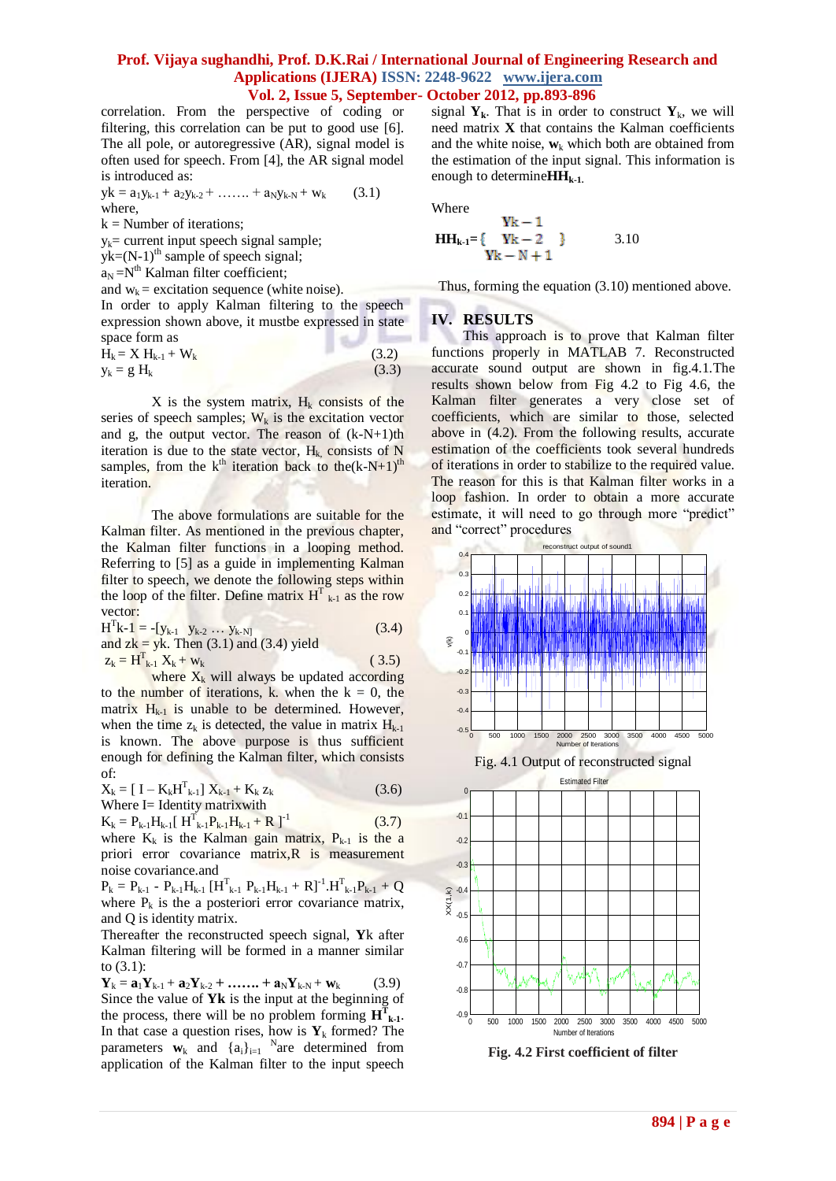correlation. From the perspective of coding or filtering, this correlation can be put to good use [6]. The all pole, or autoregressive (AR), signal model is often used for speech. From [4], the AR signal model is introduced as:

$$yk = a_1 y_{k-1} + a_2 y_{k-2} + \ldots\ldots + a_N y_{k-N} + w_k \qquad (3.1)$$

where,

k = Number of iterations;

$y_k$= current input speech signal sample;

$yk=(N-1)^{th}$ sample of speech signal;

$a_N = N^{th}$ Kalman filter coefficient;

and $w_k$ = excitation sequence (white noise).

In order to apply Kalman filtering to the speech expression shown above, it mustbe expressed in state space form as

$$H_k = X\, H_{k-1} + W_k \qquad (3.2)$$

$$y_k = g\, H_k \qquad (3.3)$$

X is the system matrix, $H_k$ consists of the series of speech samples; $W_k$ is the excitation vector and g, the output vector. The reason of (k-N+1)th iteration is due to the state vector, $H_k$, consists of N samples, from the $k^{th}$ iteration back to the$(k-N+1)^{th}$ iteration.

The above formulations are suitable for the Kalman filter. As mentioned in the previous chapter, the Kalman filter functions in a looping method. Referring to [5] as a guide in implementing Kalman filter to speech, we denote the following steps within the loop of the filter. Define matrix $H^T{}_{k-1}$ as the row vector:

$$H^T k\text{-}1 = -[y_{k-1} \;\; y_{k-2} \ldots y_{k-N}] \qquad (3.4)$$

and zk = yk. Then (3.1) and (3.4) yield

$$z_k = H^T{}_{k-1}\, X_k + w_k \qquad (3.5)$$

where $X_k$ will always be updated according to the number of iterations, k. when the k = 0, the matrix $H_{k-1}$ is unable to be determined. However, when the time $z_k$ is detected, the value in matrix $H_{k-1}$ is known. The above purpose is thus sufficient enough for defining the Kalman filter, which consists of:

$$X_k = [\, I - K_k H^T{}_{k-1}]\, X_{k-1} + K_k\, z_k \qquad (3.6)$$

Where I= Identity matrixwith

$$K_k = P_{k-1} H_{k-1} [\, H^T{}_{k-1} P_{k-1} H_{k-1} + R\,]^{-1} \qquad (3.7)$$

where $K_k$ is the Kalman gain matrix, $P_{k-1}$ is the a priori error covariance matrix,R is measurement noise covariance.and

$$P_k = P_{k-1} - P_{k-1}H_{k-1}\,[H^T{}_{k-1}\; P_{k-1}H_{k-1} + R]^{-1}.H^T{}_{k-1}P_{k-1} + Q$$

where $P_k$ is the a posteriori error covariance matrix, and Q is identity matrix.

Thereafter the reconstructed speech signal, **Y**k after Kalman filtering will be formed in a manner similar to (3.1):

$$\mathbf{Y}_k = \mathbf{a}_1\mathbf{Y}_{k-1} + \mathbf{a}_2\mathbf{Y}_{k-2} + \ldots\ldots + \mathbf{a}_N\mathbf{Y}_{k-N} + \mathbf{w}_k \qquad (3.9)$$

Since the value of **Yk** is the input at the beginning of the process, there will be no problem forming $\mathbf{H^T_{k-1}}$. In that case a question rises, how is $\mathbf{Y}_k$ formed? The parameters $\mathbf{w}_k$ and $\{a_i\}_{i=1}^{N}$ are determined from application of the Kalman filter to the input speech signal $\mathbf{Y}_k$. That is in order to construct $\mathbf{Y}_k$, we will need matrix **X** that contains the Kalman coefficients and the white noise, $\mathbf{w}_k$ which both are obtained from the estimation of the input signal. This information is enough to determine$\mathbf{HH_{k-1}}$.

Where

$$\mathbf{HH_{k-1}} = \left\{ \begin{matrix} Yk-1 \\ Yk-2 \\ Yk-N+1 \end{matrix} \right\} \qquad 3.10$$

Thus, forming the equation (3.10) mentioned above.

## IV. RESULTS

This approach is to prove that Kalman filter functions properly in MATLAB 7. Reconstructed accurate sound output are shown in fig.4.1.The results shown below from Fig 4.2 to Fig 4.6, the Kalman filter generates a very close set of coefficients, which are similar to those, selected above in (4.2). From the following results, accurate estimation of the coefficients took several hundreds of iterations in order to stabilize to the required value. The reason for this is that Kalman filter works in a loop fashion. In order to obtain a more accurate estimate, it will need to go through more "predict" and "correct" procedures

Fig. 4.1 Output of reconstructed signal

**Fig. 4.2 First coefficient of filter**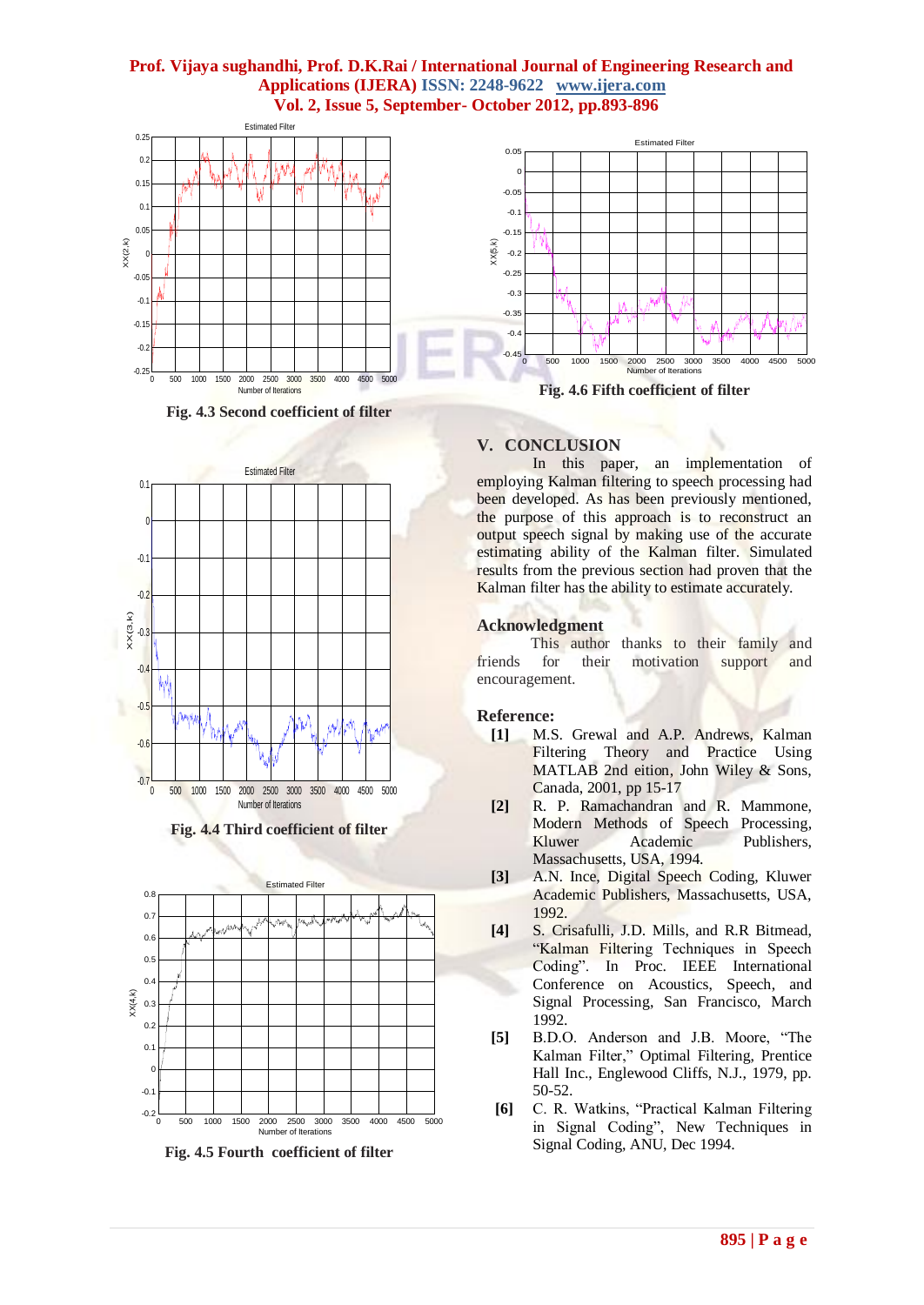Fig. 4.3 Second coefficient of filter

Fig. 4.4 Third coefficient of filter

Fig. 4.5 Fourth coefficient of filter

Fig. 4.6 Fifth coefficient of filter

## V. CONCLUSION

In this paper, an implementation of employing Kalman filtering to speech processing had been developed. As has been previously mentioned, the purpose of this approach is to reconstruct an output speech signal by making use of the accurate estimating ability of the Kalman filter. Simulated results from the previous section had proven that the Kalman filter has the ability to estimate accurately.

## Acknowledgment

This author thanks to their family and friends for their motivation support and encouragement.

## Reference:

**[1]** M.S. Grewal and A.P. Andrews, Kalman Filtering Theory and Practice Using MATLAB 2nd eition, John Wiley & Sons, Canada, 2001, pp 15-17

**[2]** R. P. Ramachandran and R. Mammone, Modern Methods of Speech Processing, Kluwer Academic Publishers, Massachusetts, USA, 1994.

**[3]** A.N. Ince, Digital Speech Coding, Kluwer Academic Publishers, Massachusetts, USA, 1992.

**[4]** S. Crisafulli, J.D. Mills, and R.R Bitmead, "Kalman Filtering Techniques in Speech Coding". In Proc. IEEE International Conference on Acoustics, Speech, and Signal Processing, San Francisco, March 1992.

**[5]** B.D.O. Anderson and J.B. Moore, "The Kalman Filter," Optimal Filtering, Prentice Hall Inc., Englewood Cliffs, N.J., 1979, pp. 50-52.

**[6]** C. R. Watkins, "Practical Kalman Filtering in Signal Coding", New Techniques in Signal Coding, ANU, Dec 1994.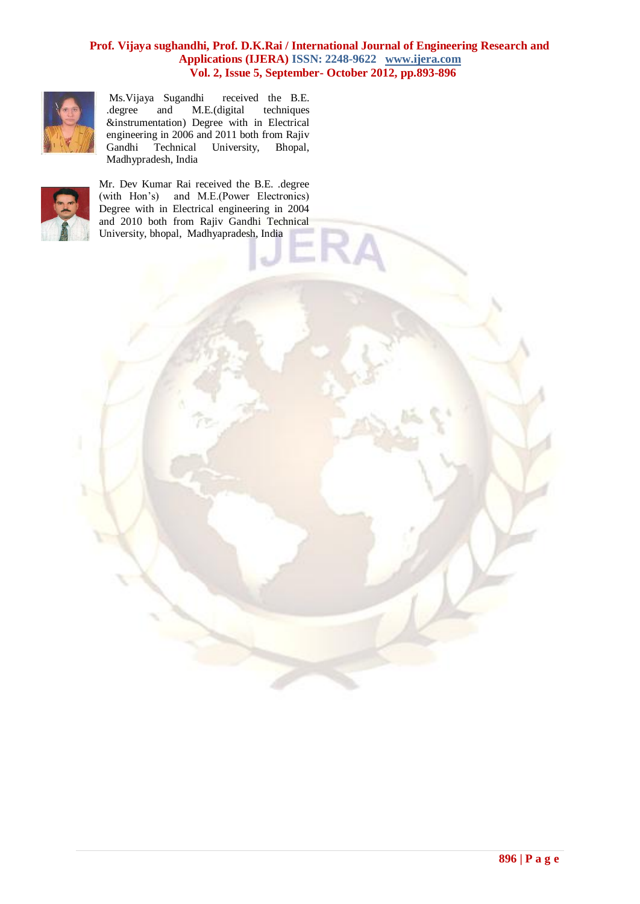Ms.Vijaya Sugandhi received the B.E. .degree and M.E.(digital techniques &instrumentation) Degree with in Electrical engineering in 2006 and 2011 both from Rajiv Gandhi Technical University, Bhopal, Madhypradesh, India

Mr. Dev Kumar Rai received the B.E. .degree (with Hon's) and M.E.(Power Electronics) Degree with in Electrical engineering in 2004 and 2010 both from Rajiv Gandhi Technical University, bhopal, Madhyapradesh, India